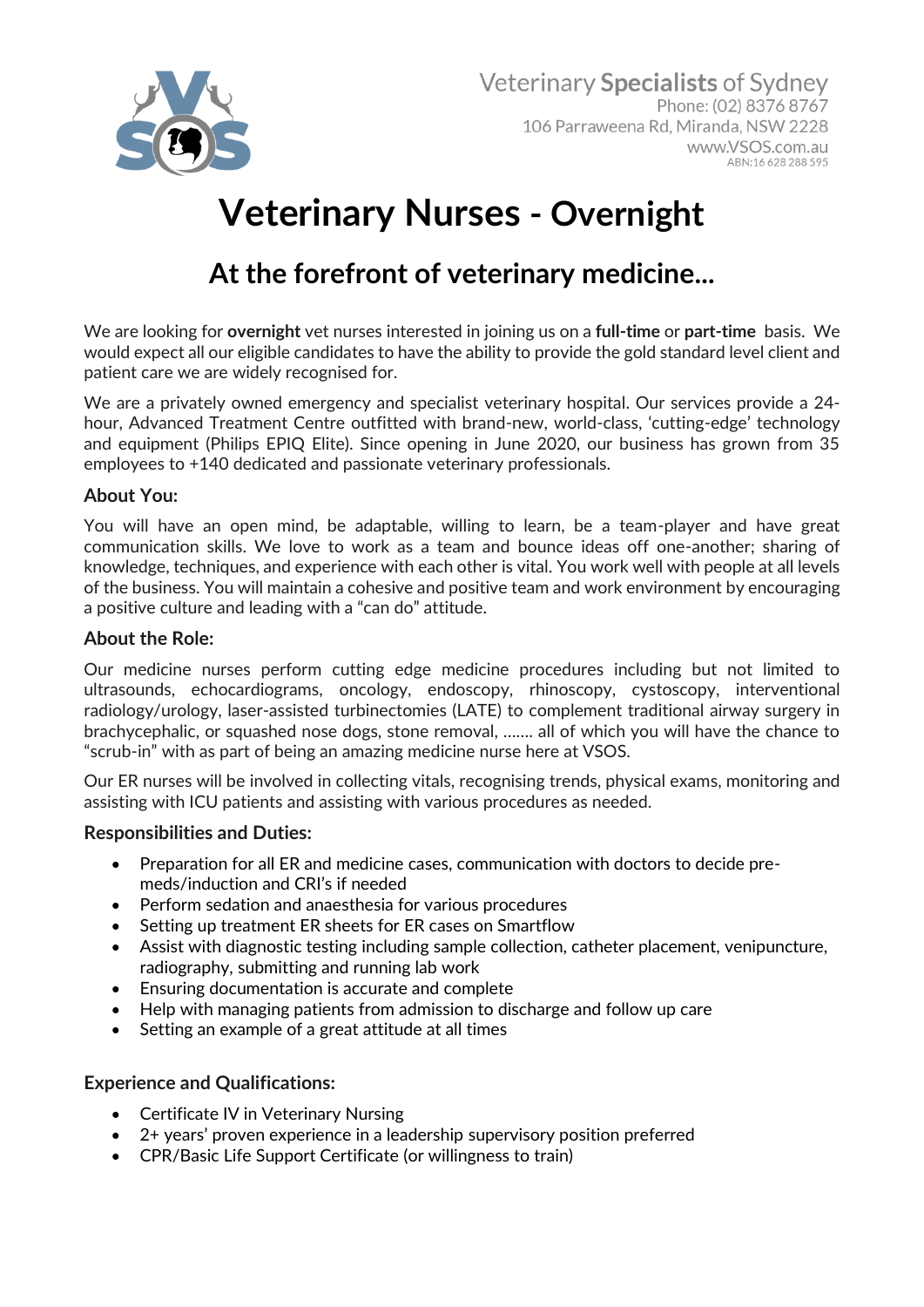Veterinary **Specialists** of Sydney
Phone: (02) 8376 8767
106 Parraweena Rd, Miranda, NSW 2228
www.VSOS.com.au
ABN:16 628 288 595

# Veterinary Nurses - Overnight

## At the forefront of veterinary medicine...

We are looking for **overnight** vet nurses interested in joining us on a **full-time** or **part-time** basis. We would expect all our eligible candidates to have the ability to provide the gold standard level client and patient care we are widely recognised for.

We are a privately owned emergency and specialist veterinary hospital. Our services provide a 24-hour, Advanced Treatment Centre outfitted with brand-new, world-class, 'cutting-edge' technology and equipment (Philips EPIQ Elite). Since opening in June 2020, our business has grown from 35 employees to +140 dedicated and passionate veterinary professionals.

### About You:

You will have an open mind, be adaptable, willing to learn, be a team-player and have great communication skills. We love to work as a team and bounce ideas off one-another; sharing of knowledge, techniques, and experience with each other is vital. You work well with people at all levels of the business. You will maintain a cohesive and positive team and work environment by encouraging a positive culture and leading with a "can do" attitude.

### About the Role:

Our medicine nurses perform cutting edge medicine procedures including but not limited to ultrasounds, echocardiograms, oncology, endoscopy, rhinoscopy, cystoscopy, interventional radiology/urology, laser-assisted turbinectomies (LATE) to complement traditional airway surgery in brachycephalic, or squashed nose dogs, stone removal, ....... all of which you will have the chance to "scrub-in" with as part of being an amazing medicine nurse here at VSOS.

Our ER nurses will be involved in collecting vitals, recognising trends, physical exams, monitoring and assisting with ICU patients and assisting with various procedures as needed.

### Responsibilities and Duties:

- Preparation for all ER and medicine cases, communication with doctors to decide pre-meds/induction and CRI's if needed
- Perform sedation and anaesthesia for various procedures
- Setting up treatment ER sheets for ER cases on Smartflow
- Assist with diagnostic testing including sample collection, catheter placement, venipuncture, radiography, submitting and running lab work
- Ensuring documentation is accurate and complete
- Help with managing patients from admission to discharge and follow up care
- Setting an example of a great attitude at all times

### Experience and Qualifications:

- Certificate IV in Veterinary Nursing
- 2+ years' proven experience in a leadership supervisory position preferred
- CPR/Basic Life Support Certificate (or willingness to train)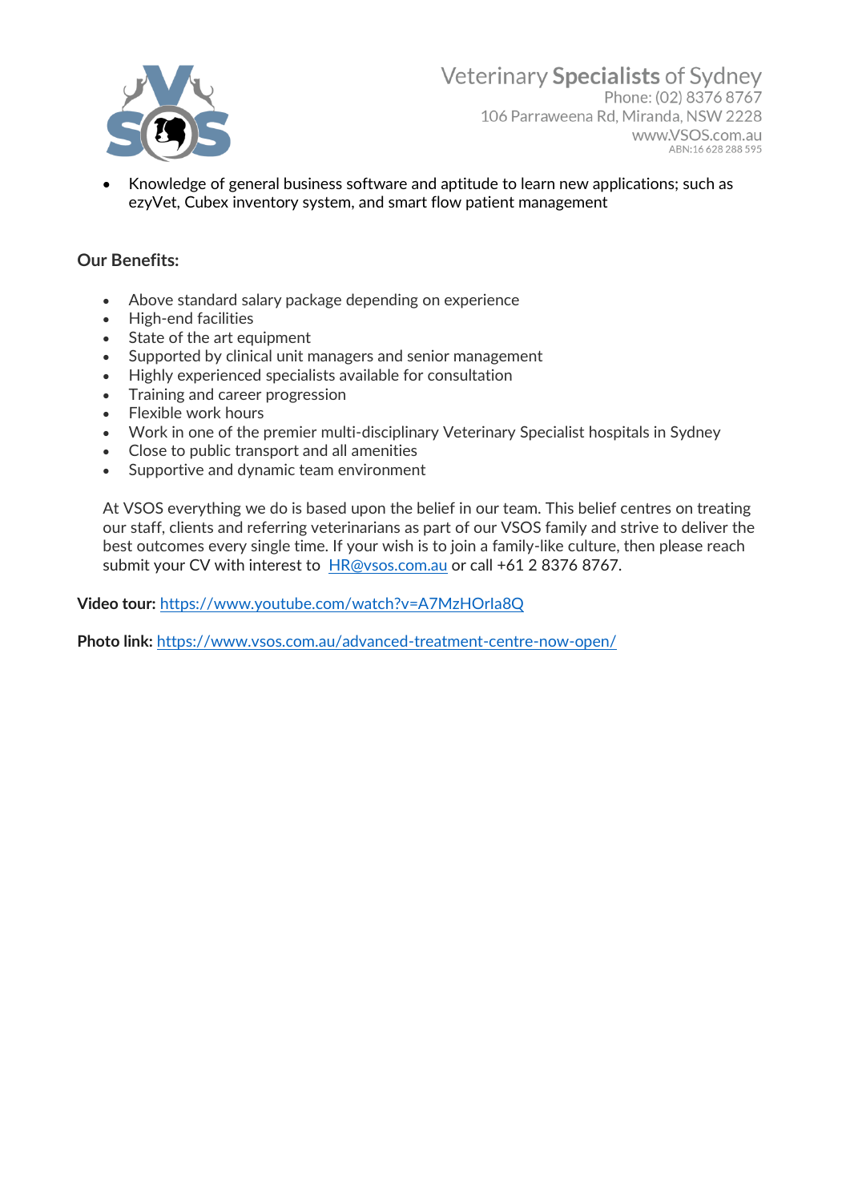- Knowledge of general business software and aptitude to learn new applications; such as ezyVet, Cubex inventory system, and smart flow patient management

**Our Benefits:**

- Above standard salary package depending on experience
- High-end facilities
- State of the art equipment
- Supported by clinical unit managers and senior management
- Highly experienced specialists available for consultation
- Training and career progression
- Flexible work hours
- Work in one of the premier multi-disciplinary Veterinary Specialist hospitals in Sydney
- Close to public transport and all amenities
- Supportive and dynamic team environment

At VSOS everything we do is based upon the belief in our team. This belief centres on treating our staff, clients and referring veterinarians as part of our VSOS family and strive to deliver the best outcomes every single time. If your wish is to join a family-like culture, then please reach submit your CV with interest to HR@vsos.com.au or call +61 2 8376 8767.

**Video tour:** https://www.youtube.com/watch?v=A7MzHOrla8Q

**Photo link:** https://www.vsos.com.au/advanced-treatment-centre-now-open/